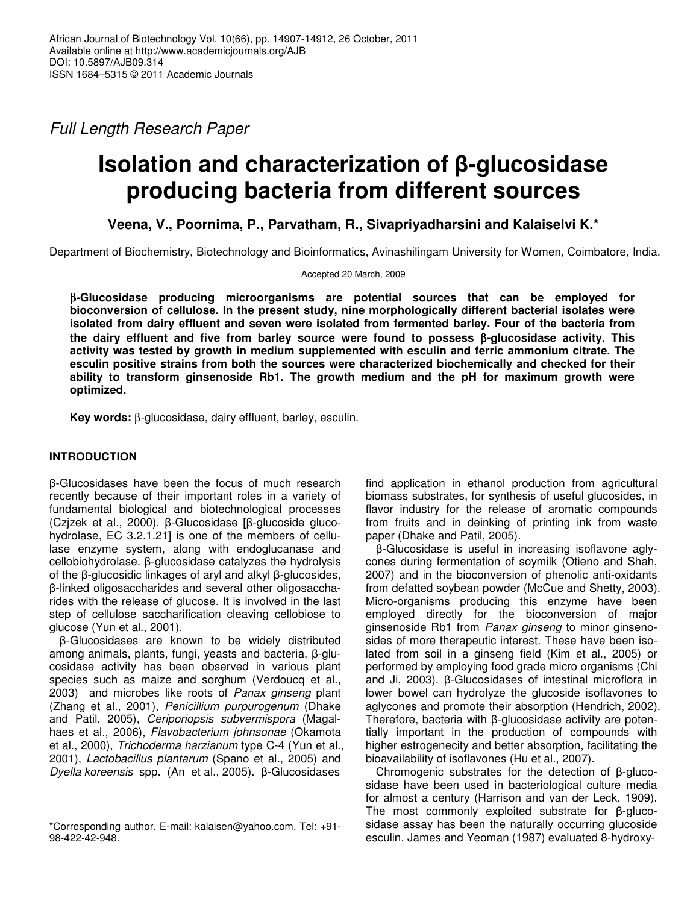*Full Length Research Paper*

# Isolation and characterization of β-glucosidase producing bacteria from different sources

**Veena, V., Poornima, P., Parvatham, R., Sivapriyadharsini and Kalaiselvi K.***

Department of Biochemistry, Biotechnology and Bioinformatics, Avinashilingam University for Women, Coimbatore, India.

Accepted 20 March, 2009

**β-Glucosidase producing microorganisms are potential sources that can be employed for bioconversion of cellulose. In the present study, nine morphologically different bacterial isolates were isolated from dairy effluent and seven were isolated from fermented barley. Four of the bacteria from the dairy effluent and five from barley source were found to possess β-glucosidase activity. This activity was tested by growth in medium supplemented with esculin and ferric ammonium citrate. The esculin positive strains from both the sources were characterized biochemically and checked for their ability to transform ginsenoside Rb1. The growth medium and the pH for maximum growth were optimized.**

**Key words:** β-glucosidase, dairy effluent, barley, esculin.

## INTRODUCTION

β-Glucosidases have been the focus of much research recently because of their important roles in a variety of fundamental biological and biotechnological processes (Czjzek et al., 2000). β-Glucosidase [β-glucoside glucohydrolase, EC 3.2.1.21] is one of the members of cellulase enzyme system, along with endoglucanase and cellobiohydrolase. β-glucosidase catalyzes the hydrolysis of the β-glucosidic linkages of aryl and alkyl β-glucosides, β-linked oligosaccharides and several other oligosaccharides with the release of glucose. It is involved in the last step of cellulose saccharification cleaving cellobiose to glucose (Yun et al., 2001).

β-Glucosidases are known to be widely distributed among animals, plants, fungi, yeasts and bacteria. β-glucosidase activity has been observed in various plant species such as maize and sorghum (Verdoucq et al., 2003) and microbes like roots of *Panax ginseng* plant (Zhang et al., 2001), *Penicillium purpurogenum* (Dhake and Patil, 2005), *Ceriporiopsis subvermispora* (Magalhaes et al., 2006), *Flavobacterium johnsonae* (Okamota et al., 2000), *Trichoderma harzianum* type C-4 (Yun et al., 2001), *Lactobacillus plantarum* (Spano et al., 2005) and *Dyella koreensis* spp. (An et al., 2005). β-Glucosidases find application in ethanol production from agricultural biomass substrates, for synthesis of useful glucosides, in flavor industry for the release of aromatic compounds from fruits and in deinking of printing ink from waste paper (Dhake and Patil, 2005).

β-Glucosidase is useful in increasing isoflavone aglycones during fermentation of soymilk (Otieno and Shah, 2007) and in the bioconversion of phenolic anti-oxidants from defatted soybean powder (McCue and Shetty, 2003). Micro-organisms producing this enzyme have been employed directly for the bioconversion of major ginsenoside Rb1 from *Panax ginseng* to minor ginsenosides of more therapeutic interest. These have been isolated from soil in a ginseng field (Kim et al., 2005) or performed by employing food grade micro organisms (Chi and Ji, 2003). β-Glucosidases of intestinal microflora in lower bowel can hydrolyze the glucoside isoflavones to aglycones and promote their absorption (Hendrich, 2002). Therefore, bacteria with β-glucosidase activity are potentially important in the production of compounds with higher estrogenecity and better absorption, facilitating the bioavailability of isoflavones (Hu et al., 2007).

Chromogenic substrates for the detection of β-glucosidase have been used in bacteriological culture media for almost a century (Harrison and van der Leck, 1909). The most commonly exploited substrate for β-glucosidase assay has been the naturally occurring glucoside esculin. James and Yeoman (1987) evaluated 8-hydroxy-

*Corresponding author. E-mail: kalaisen@yahoo.com. Tel: +91-98-422-42-948.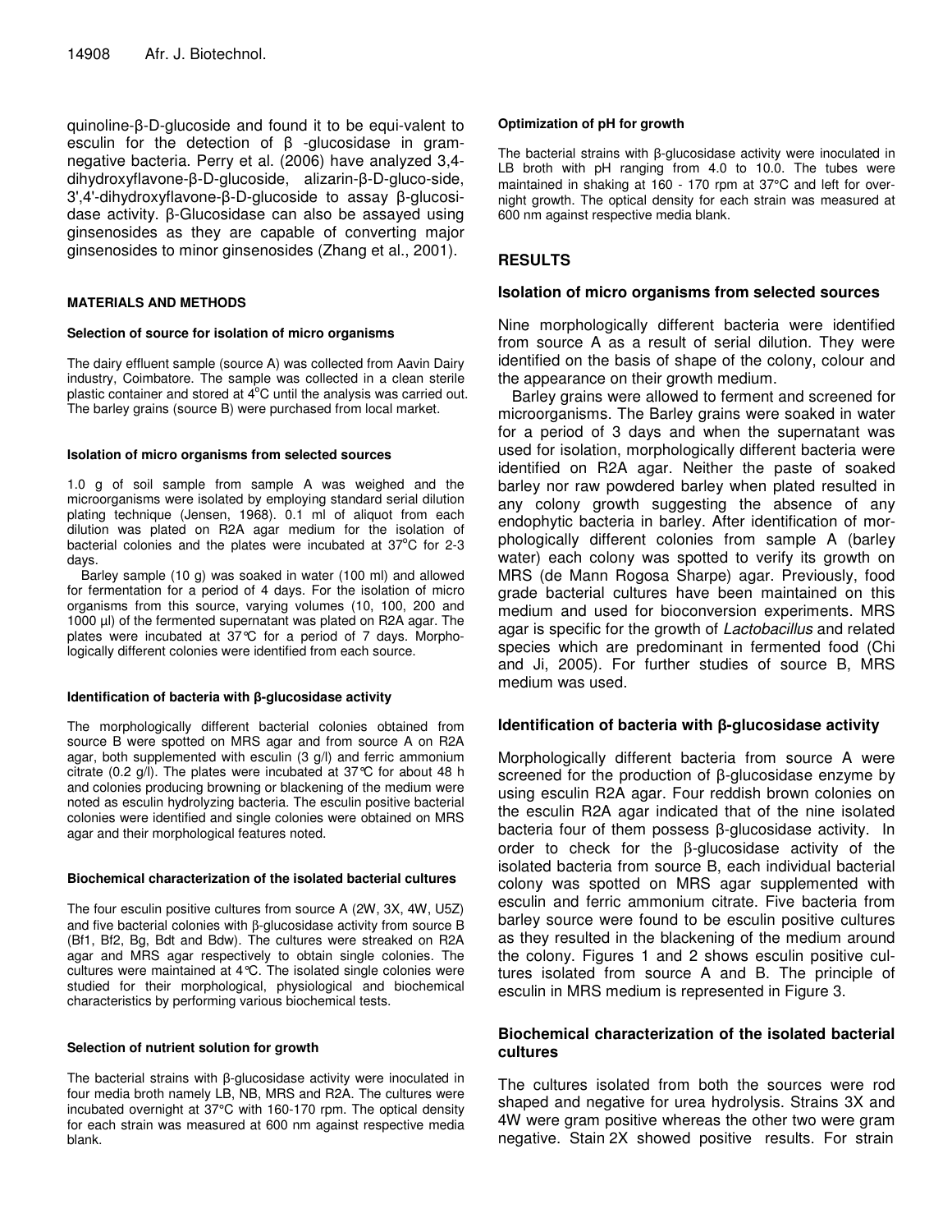quinoline-β-D-glucoside and found it to be equi-valent to esculin for the detection of β -glucosidase in gram-negative bacteria. Perry et al. (2006) have analyzed 3,4-dihydroxyflavone-β-D-glucoside, alizarin-β-D-gluco-side, 3',4'-dihydroxyflavone-β-D-glucoside to assay β-glucosidase activity. β-Glucosidase can also be assayed using ginsenosides as they are capable of converting major ginsenosides to minor ginsenosides (Zhang et al., 2001).

## MATERIALS AND METHODS

### Selection of source for isolation of micro organisms

The dairy effluent sample (source A) was collected from Aavin Dairy industry, Coimbatore. The sample was collected in a clean sterile plastic container and stored at 4°C until the analysis was carried out. The barley grains (source B) were purchased from local market.

### Isolation of micro organisms from selected sources

1.0 g of soil sample from sample A was weighed and the microorganisms were isolated by employing standard serial dilution plating technique (Jensen, 1968). 0.1 ml of aliquot from each dilution was plated on R2A agar medium for the isolation of bacterial colonies and the plates were incubated at 37°C for 2-3 days.

Barley sample (10 g) was soaked in water (100 ml) and allowed for fermentation for a period of 4 days. For the isolation of micro organisms from this source, varying volumes (10, 100, 200 and 1000 µl) of the fermented supernatant was plated on R2A agar. The plates were incubated at 37°C for a period of 7 days. Morphologically different colonies were identified from each source.

### Identification of bacteria with β-glucosidase activity

The morphologically different bacterial colonies obtained from source B were spotted on MRS agar and from source A on R2A agar, both supplemented with esculin (3 g/l) and ferric ammonium citrate (0.2 g/l). The plates were incubated at 37°C for about 48 h and colonies producing browning or blackening of the medium were noted as esculin hydrolyzing bacteria. The esculin positive bacterial colonies were identified and single colonies were obtained on MRS agar and their morphological features noted.

### Biochemical characterization of the isolated bacterial cultures

The four esculin positive cultures from source A (2W, 3X, 4W, U5Z) and five bacterial colonies with β-glucosidase activity from source B (Bf1, Bf2, Bg, Bdt and Bdw). The cultures were streaked on R2A agar and MRS agar respectively to obtain single colonies. The cultures were maintained at 4°C. The isolated single colonies were studied for their morphological, physiological and biochemical characteristics by performing various biochemical tests.

### Selection of nutrient solution for growth

The bacterial strains with β-glucosidase activity were inoculated in four media broth namely LB, NB, MRS and R2A. The cultures were incubated overnight at 37°C with 160-170 rpm. The optical density for each strain was measured at 600 nm against respective media blank.

### Optimization of pH for growth

The bacterial strains with β-glucosidase activity were inoculated in LB broth with pH ranging from 4.0 to 10.0. The tubes were maintained in shaking at 160 - 170 rpm at 37°C and left for overnight growth. The optical density for each strain was measured at 600 nm against respective media blank.

## RESULTS

### Isolation of micro organisms from selected sources

Nine morphologically different bacteria were identified from source A as a result of serial dilution. They were identified on the basis of shape of the colony, colour and the appearance on their growth medium.

Barley grains were allowed to ferment and screened for microorganisms. The Barley grains were soaked in water for a period of 3 days and when the supernatant was used for isolation, morphologically different bacteria were identified on R2A agar. Neither the paste of soaked barley nor raw powdered barley when plated resulted in any colony growth suggesting the absence of any endophytic bacteria in barley. After identification of morphologically different colonies from sample A (barley water) each colony was spotted to verify its growth on MRS (de Mann Rogosa Sharpe) agar. Previously, food grade bacterial cultures have been maintained on this medium and used for bioconversion experiments. MRS agar is specific for the growth of *Lactobacillus* and related species which are predominant in fermented food (Chi and Ji, 2005). For further studies of source B, MRS medium was used.

### Identification of bacteria with β-glucosidase activity

Morphologically different bacteria from source A were screened for the production of β-glucosidase enzyme by using esculin R2A agar. Four reddish brown colonies on the esculin R2A agar indicated that of the nine isolated bacteria four of them possess β-glucosidase activity. In order to check for the β-glucosidase activity of the isolated bacteria from source B, each individual bacterial colony was spotted on MRS agar supplemented with esculin and ferric ammonium citrate. Five bacteria from barley source were found to be esculin positive cultures as they resulted in the blackening of the medium around the colony. Figures 1 and 2 shows esculin positive cultures isolated from source A and B. The principle of esculin in MRS medium is represented in Figure 3.

### Biochemical characterization of the isolated bacterial cultures

The cultures isolated from both the sources were rod shaped and negative for urea hydrolysis. Strains 3X and 4W were gram positive whereas the other two were gram negative. Stain 2X showed positive results. For strain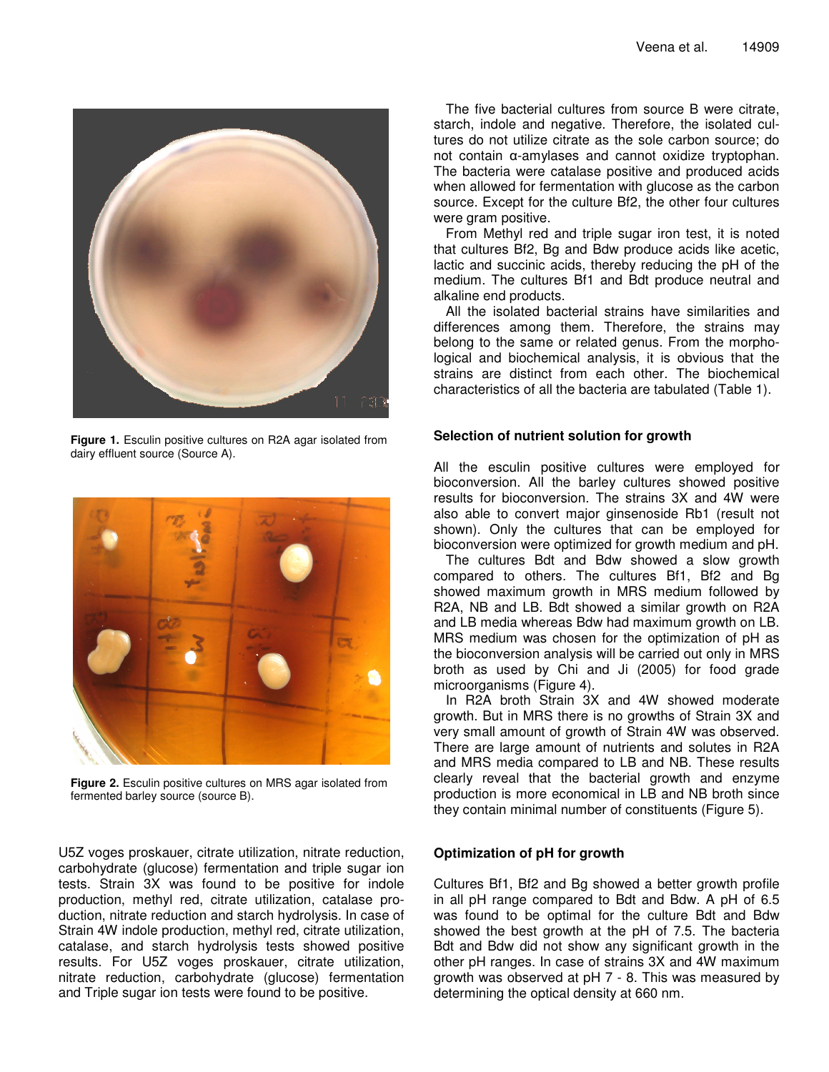Figure 1. Esculin positive cultures on R2A agar isolated from dairy effluent source (Source A).

Figure 2. Esculin positive cultures on MRS agar isolated from fermented barley source (source B).

U5Z voges proskauer, citrate utilization, nitrate reduction, carbohydrate (glucose) fermentation and triple sugar ion tests. Strain 3X was found to be positive for indole production, methyl red, citrate utilization, catalase production, nitrate reduction and starch hydrolysis. In case of Strain 4W indole production, methyl red, citrate utilization, catalase, and starch hydrolysis tests showed positive results. For U5Z voges proskauer, citrate utilization, nitrate reduction, carbohydrate (glucose) fermentation and Triple sugar ion tests were found to be positive.

The five bacterial cultures from source B were citrate, starch, indole and negative. Therefore, the isolated cultures do not utilize citrate as the sole carbon source; do not contain α-amylases and cannot oxidize tryptophan. The bacteria were catalase positive and produced acids when allowed for fermentation with glucose as the carbon source. Except for the culture Bf2, the other four cultures were gram positive.

From Methyl red and triple sugar iron test, it is noted that cultures Bf2, Bg and Bdw produce acids like acetic, lactic and succinic acids, thereby reducing the pH of the medium. The cultures Bf1 and Bdt produce neutral and alkaline end products.

All the isolated bacterial strains have similarities and differences among them. Therefore, the strains may belong to the same or related genus. From the morphological and biochemical analysis, it is obvious that the strains are distinct from each other. The biochemical characteristics of all the bacteria are tabulated (Table 1).

## Selection of nutrient solution for growth

All the esculin positive cultures were employed for bioconversion. All the barley cultures showed positive results for bioconversion. The strains 3X and 4W were also able to convert major ginsenoside Rb1 (result not shown). Only the cultures that can be employed for bioconversion were optimized for growth medium and pH.

The cultures Bdt and Bdw showed a slow growth compared to others. The cultures Bf1, Bf2 and Bg showed maximum growth in MRS medium followed by R2A, NB and LB. Bdt showed a similar growth on R2A and LB media whereas Bdw had maximum growth on LB. MRS medium was chosen for the optimization of pH as the bioconversion analysis will be carried out only in MRS broth as used by Chi and Ji (2005) for food grade microorganisms (Figure 4).

In R2A broth Strain 3X and 4W showed moderate growth. But in MRS there is no growths of Strain 3X and very small amount of growth of Strain 4W was observed. There are large amount of nutrients and solutes in R2A and MRS media compared to LB and NB. These results clearly reveal that the bacterial growth and enzyme production is more economical in LB and NB broth since they contain minimal number of constituents (Figure 5).

## Optimization of pH for growth

Cultures Bf1, Bf2 and Bg showed a better growth profile in all pH range compared to Bdt and Bdw. A pH of 6.5 was found to be optimal for the culture Bdt and Bdw showed the best growth at the pH of 7.5. The bacteria Bdt and Bdw did not show any significant growth in the other pH ranges. In case of strains 3X and 4W maximum growth was observed at pH 7 - 8. This was measured by determining the optical density at 660 nm.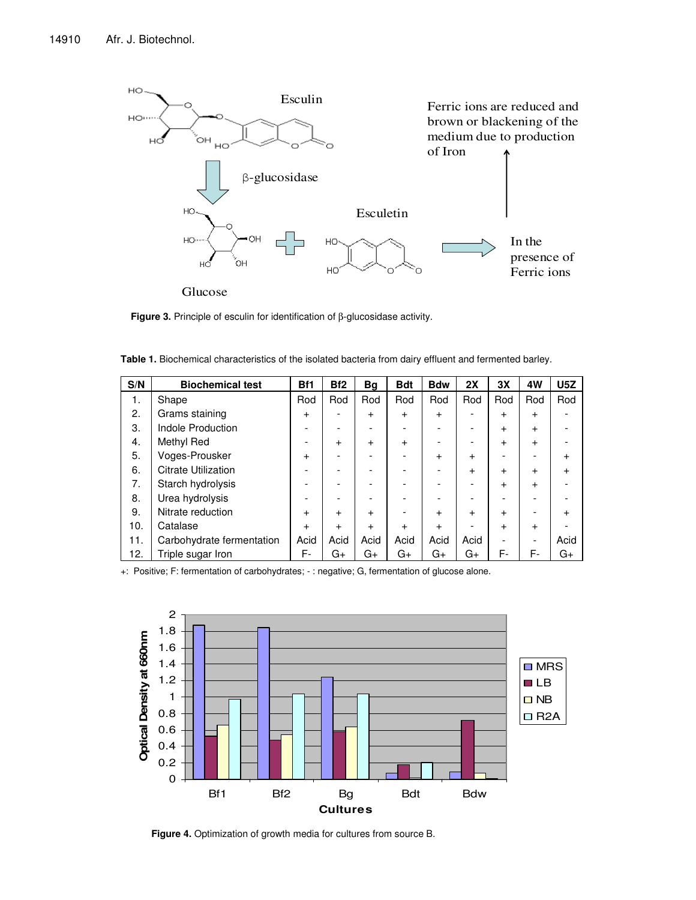Figure 3. Principle of esculin for identification of β-glucosidase activity.

Table 1. Biochemical characteristics of the isolated bacteria from dairy effluent and fermented barley.

| S/N | Biochemical test | Bf1 | Bf2 | Bg | Bdt | Bdw | 2X | 3X | 4W | U5Z |
|---|---|---|---|---|---|---|---|---|---|---|
| 1. | Shape | Rod | Rod | Rod | Rod | Rod | Rod | Rod | Rod | Rod |
| 2. | Grams staining | + | - | + | + | + | - | + | + | - |
| 3. | Indole Production | - | - | - | - | - | - | + | + | - |
| 4. | Methyl Red | - | + | + | + | - | - | + | + | - |
| 5. | Voges-Prousker | + | - | - | - | + | + | - | - | + |
| 6. | Citrate Utilization | - | - | - | - | - | + | + | + | + |
| 7. | Starch hydrolysis | - | - | - | - | - | - | + | + | - |
| 8. | Urea hydrolysis | - | - | - | - | - | - | - | - | - |
| 9. | Nitrate reduction | + | + | + | - | + | + | + | - | + |
| 10. | Catalase | + | + | + | + | + | - | + | + | - |
| 11. | Carbohydrate fermentation | Acid | Acid | Acid | Acid | Acid | Acid | - | - | Acid |
| 12. | Triple sugar Iron | F- | G+ | G+ | G+ | G+ | G+ | F- | F- | G+ |

+: Positive; F: fermentation of carbohydrates; - : negative; G, fermentation of glucose alone.

Figure 4. Optimization of growth media for cultures from source B.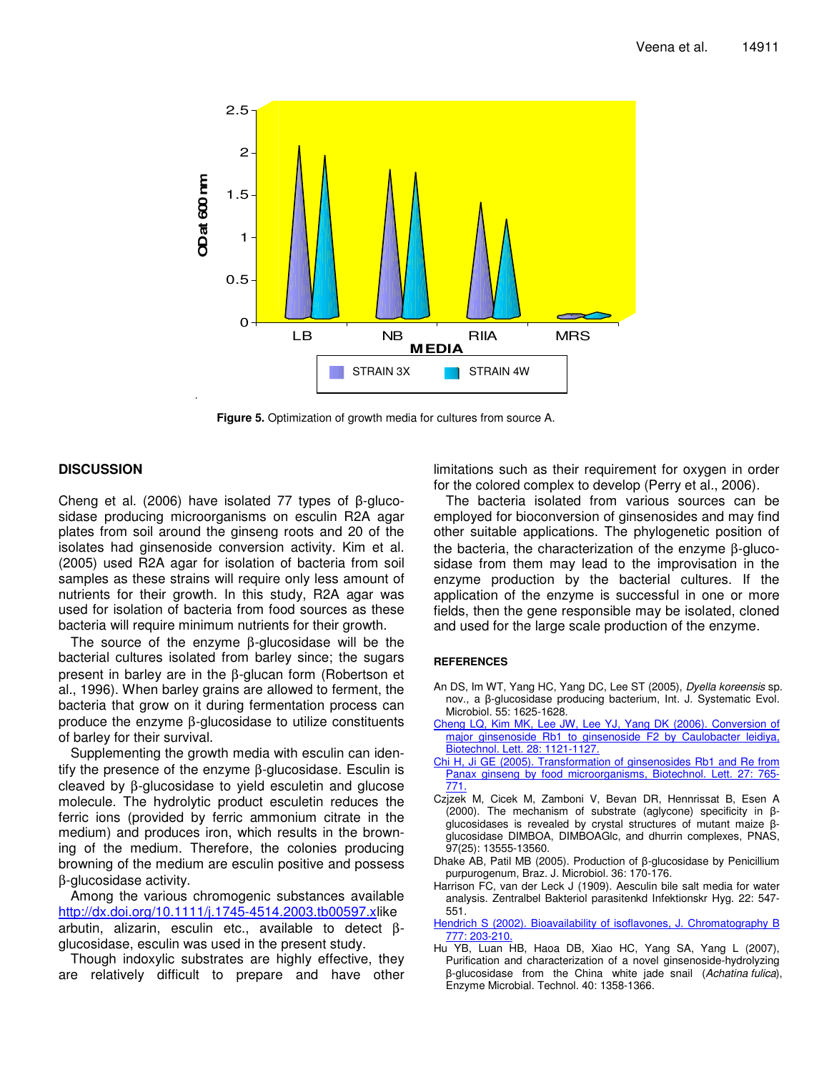Figure 5. Optimization of growth media for cultures from source A.

## DISCUSSION

Cheng et al. (2006) have isolated 77 types of β-glucosidase producing microorganisms on esculin R2A agar plates from soil around the ginseng roots and 20 of the isolates had ginsenoside conversion activity. Kim et al. (2005) used R2A agar for isolation of bacteria from soil samples as these strains will require only less amount of nutrients for their growth. In this study, R2A agar was used for isolation of bacteria from food sources as these bacteria will require minimum nutrients for their growth.

The source of the enzyme β-glucosidase will be the bacterial cultures isolated from barley since; the sugars present in barley are in the β-glucan form (Robertson et al., 1996). When barley grains are allowed to ferment, the bacteria that grow on it during fermentation process can produce the enzyme β-glucosidase to utilize constituents of barley for their survival.

Supplementing the growth media with esculin can identify the presence of the enzyme β-glucosidase. Esculin is cleaved by β-glucosidase to yield esculetin and glucose molecule. The hydrolytic product esculetin reduces the ferric ions (provided by ferric ammonium citrate in the medium) and produces iron, which results in the browning of the medium. Therefore, the colonies producing browning of the medium are esculin positive and possess β-glucosidase activity.

Among the various chromogenic substances available http://dx.doi.org/10.1111/j.1745-4514.2003.tb00597.xlike arbutin, alizarin, esculin etc., available to detect β-glucosidase, esculin was used in the present study.

Though indoxylic substrates are highly effective, they are relatively difficult to prepare and have other limitations such as their requirement for oxygen in order for the colored complex to develop (Perry et al., 2006).

The bacteria isolated from various sources can be employed for bioconversion of ginsenosides and may find other suitable applications. The phylogenetic position of the bacteria, the characterization of the enzyme β-glucosidase from them may lead to the improvisation in the enzyme production by the bacterial cultures. If the application of the enzyme is successful in one or more fields, then the gene responsible may be isolated, cloned and used for the large scale production of the enzyme.

## REFERENCES

An DS, Im WT, Yang HC, Yang DC, Lee ST (2005), *Dyella koreensis* sp. nov., a β-glucosidase producing bacterium, Int. J. Systematic Evol. Microbiol. 55: 1625-1628.

Cheng LQ, Kim MK, Lee JW, Lee YJ, Yang DK (2006). Conversion of major ginsenoside Rb1 to ginsenoside F2 by Caulobacter leidiya, Biotechnol. Lett. 28: 1121-1127.

Chi H, Ji GE (2005). Transformation of ginsenosides Rb1 and Re from Panax ginseng by food microorganisms, Biotechnol. Lett. 27: 765-771.

Czjzek M, Cicek M, Zamboni V, Bevan DR, Hennrissat B, Esen A (2000). The mechanism of substrate (aglycone) specificity in β-glucosidases is revealed by crystal structures of mutant maize β-glucosidase DIMBOA, DIMBOAGlc, and dhurrin complexes, PNAS, 97(25): 13555-13560.

Dhake AB, Patil MB (2005). Production of β-glucosidase by Penicillium purpurogenum, Braz. J. Microbiol. 36: 170-176.

Harrison FC, van der Leck J (1909). Aesculin bile salt media for water analysis. Zentralbel Bakteriol parasitenkd Infektionskr Hyg. 22: 547-551.

Hendrich S (2002). Bioavailability of isoflavones, J. Chromatography B 777: 203-210.

Hu YB, Luan HB, Haoa DB, Xiao HC, Yang SA, Yang L (2007), Purification and characterization of a novel ginsenoside-hydrolyzing β-glucosidase from the China white jade snail (*Achatina fulica*), Enzyme Microbial. Technol. 40: 1358-1366.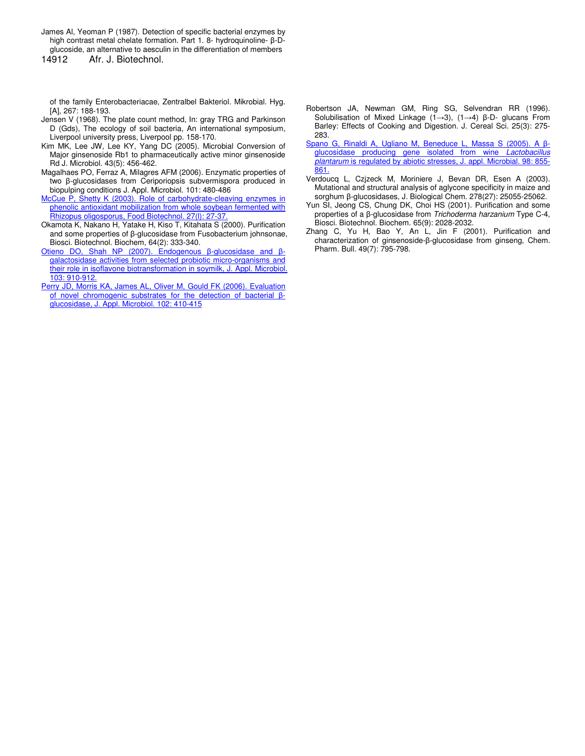James AI, Yeoman P (1987). Detection of specific bacterial enzymes by high contrast metal chelate formation. Part 1. 8- hydroquinoline- β-D-glucoside, an alternative to aesculin in the differentiation of members of the family Enterobacteriacae, Zentralbel Bakteriol. Mikrobial. Hyg. [A], 267: 188-193.

Jensen V (1968). The plate count method, In: gray TRG and Parkinson D (Gds), The ecology of soil bacteria, An international symposium, Liverpool university press, Liverpool pp. 158-170.

Kim MK, Lee JW, Lee KY, Yang DC (2005). Microbial Conversion of Major ginsenoside Rb1 to pharmaceutically active minor ginsenoside Rd J. Microbiol. 43(5): 456-462.

Magalhaes PO, Ferraz A, Milagres AFM (2006). Enzymatic properties of two β-glucosidases from Ceriporiopsis subvermispora produced in biopulping conditions J. Appl. Microbiol. 101: 480-486

McCue P, Shetty K (2003). Role of carbohydrate-cleaving enzymes in phenolic antioxidant mobilization from whole soybean fermented with Rhizopus oligosporus, Food Biotechnol. 27(l): 27-37.

Okamota K, Nakano H, Yatake H, Kiso T, Kitahata S (2000). Purification and some properties of β-glucosidase from Fusobacterium johnsonae, Biosci. Biotechnol. Biochem, 64(2): 333-340.

Otieno DO, Shah NP (2007). Endogenous β-glucosidase and β-galactosidase activities from selected probiotic micro-organisms and their role in isoflavone biotransformation in soymilk, J. Appl. Microbiol. 103: 910-912.

Perry JD, Morris KA, James AL, Oliver M, Gould FK (2006). Evaluation of novel chromogenic substrates for the detection of bacterial β-glucosidase, J. Appl. Microbiol. 102: 410-415

Robertson JA, Newman GM, Ring SG, Selvendran RR (1996). Solubilisation of Mixed Linkage (1→3), (1→4) β-D- glucans From Barley: Effects of Cooking and Digestion. J. Cereal Sci. 25(3): 275-283.

Spano G, Rinaldi A, Ugliano M, Beneduce L, Massa S (2005). A β-glucosidase producing gene isolated from wine *Lactobacillus plantarum* is regulated by abiotic stresses, J. appl. Microbial. 98: 855-861.

Verdoucq L, Czjzeck M, Moriniere J, Bevan DR, Esen A (2003). Mutational and structural analysis of aglycone specificity in maize and sorghum β-glucosidases, J. Biological Chem. 278(27): 25055-25062.

Yun SI, Jeong CS, Chung DK, Choi HS (2001). Purification and some properties of a β-glucosidase from *Trichoderma harzanium* Type C-4, Biosci. Biotechnol. Biochem. 65(9): 2028-2032.

Zhang C, Yu H, Bao Y, An L, Jin F (2001). Purification and characterization of ginsenoside-β-glucosidase from ginseng, Chem. Pharm. Bull. 49(7): 795-798.